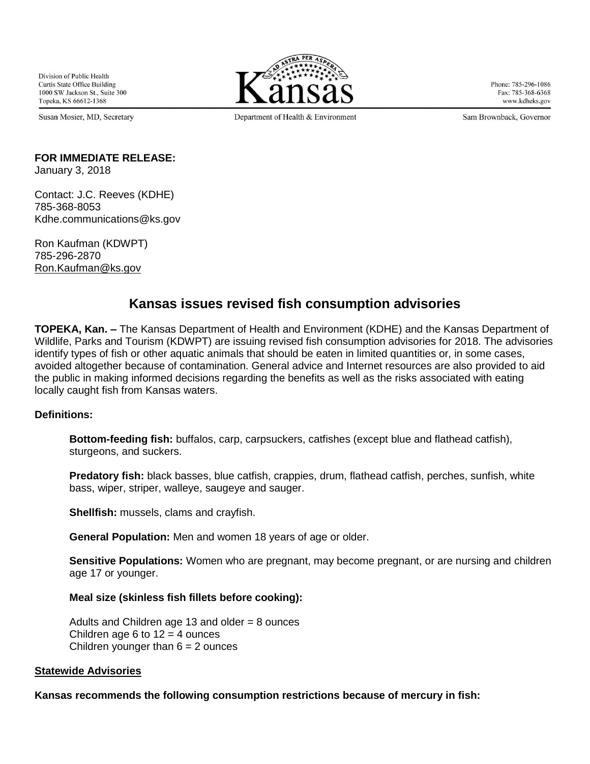Division of Public Health
Curtis State Office Building
1000 SW Jackson St., Suite 300
Topeka, KS 66612-1368

Susan Mosier, MD, Secretary

Kansas
Department of Health & Environment

Phone: 785-296-1086
Fax: 785-368-6368
www.kdheks.gov

Sam Brownback, Governor

**FOR IMMEDIATE RELEASE:**
January 3, 2018

Contact: J.C. Reeves (KDHE)
785-368-8053
Kdhe.communications@ks.gov

Ron Kaufman (KDWPT)
785-296-2870
Ron.Kaufman@ks.gov

## Kansas issues revised fish consumption advisories

**TOPEKA, Kan. –** The Kansas Department of Health and Environment (KDHE) and the Kansas Department of Wildlife, Parks and Tourism (KDWPT) are issuing revised fish consumption advisories for 2018. The advisories identify types of fish or other aquatic animals that should be eaten in limited quantities or, in some cases, avoided altogether because of contamination. General advice and Internet resources are also provided to aid the public in making informed decisions regarding the benefits as well as the risks associated with eating locally caught fish from Kansas waters.

**Definitions:**

**Bottom-feeding fish:** buffalos, carp, carpsuckers, catfishes (except blue and flathead catfish), sturgeons, and suckers.

**Predatory fish:** black basses, blue catfish, crappies, drum, flathead catfish, perches, sunfish, white bass, wiper, striper, walleye, saugeye and sauger.

**Shellfish:** mussels, clams and crayfish.

**General Population:** Men and women 18 years of age or older.

**Sensitive Populations:** Women who are pregnant, may become pregnant, or are nursing and children age 17 or younger.

**Meal size (skinless fish fillets before cooking):**

Adults and Children age 13 and older = 8 ounces
Children age 6 to 12 = 4 ounces
Children younger than 6 = 2 ounces

**Statewide Advisories**

**Kansas recommends the following consumption restrictions because of mercury in fish:**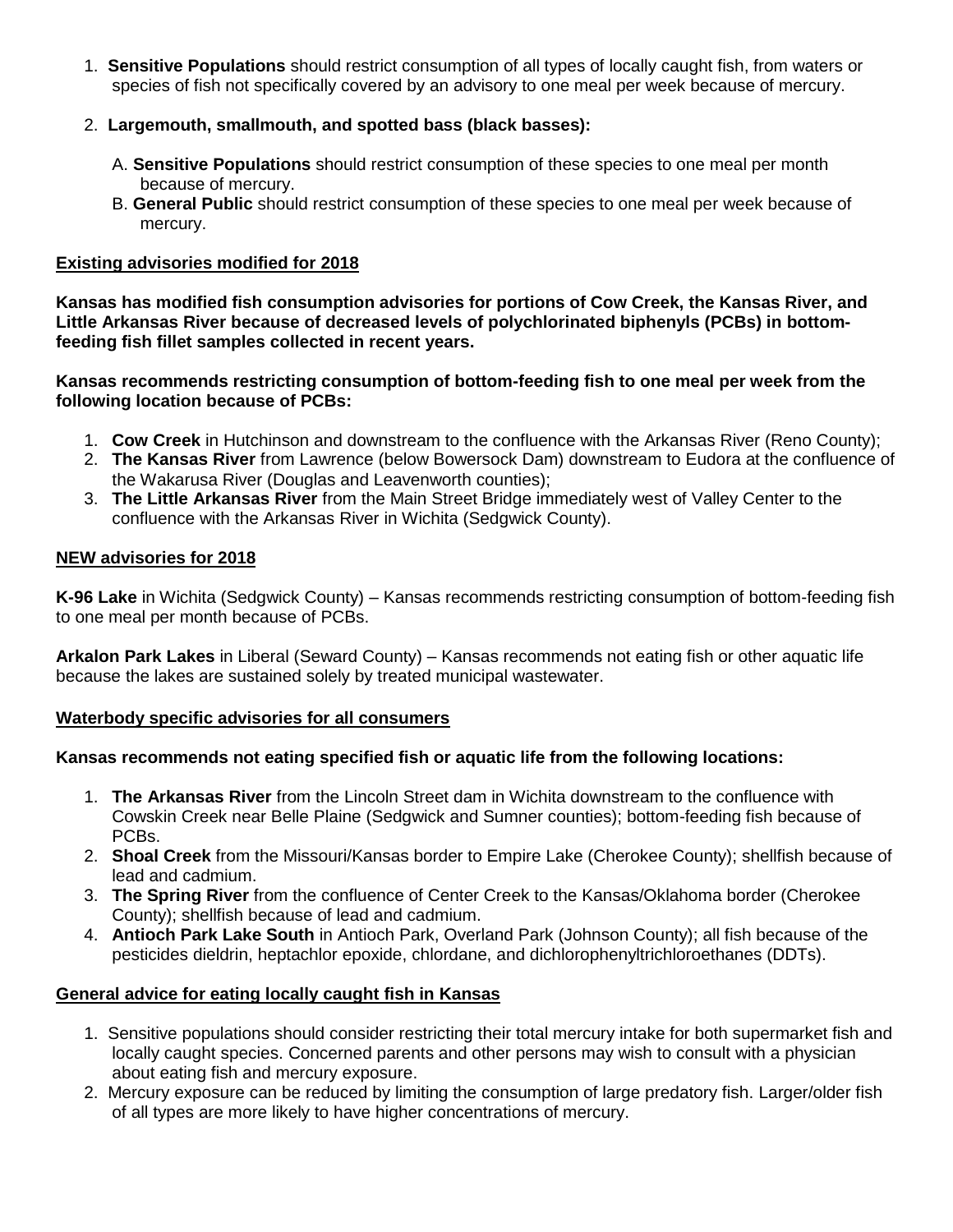1. **Sensitive Populations** should restrict consumption of all types of locally caught fish, from waters or species of fish not specifically covered by an advisory to one meal per week because of mercury.

2. **Largemouth, smallmouth, and spotted bass (black basses):**

   A. **Sensitive Populations** should restrict consumption of these species to one meal per month because of mercury.

   B. **General Public** should restrict consumption of these species to one meal per week because of mercury.

## Existing advisories modified for 2018

**Kansas has modified fish consumption advisories for portions of Cow Creek, the Kansas River, and Little Arkansas River because of decreased levels of polychlorinated biphenyls (PCBs) in bottom-feeding fish fillet samples collected in recent years.**

**Kansas recommends restricting consumption of bottom-feeding fish to one meal per week from the following location because of PCBs:**

1. **Cow Creek** in Hutchinson and downstream to the confluence with the Arkansas River (Reno County);
2. **The Kansas River** from Lawrence (below Bowersock Dam) downstream to Eudora at the confluence of the Wakarusa River (Douglas and Leavenworth counties);
3. **The Little Arkansas River** from the Main Street Bridge immediately west of Valley Center to the confluence with the Arkansas River in Wichita (Sedgwick County).

## NEW advisories for 2018

**K-96 Lake** in Wichita (Sedgwick County) – Kansas recommends restricting consumption of bottom-feeding fish to one meal per month because of PCBs.

**Arkalon Park Lakes** in Liberal (Seward County) – Kansas recommends not eating fish or other aquatic life because the lakes are sustained solely by treated municipal wastewater.

## Waterbody specific advisories for all consumers

**Kansas recommends not eating specified fish or aquatic life from the following locations:**

1. **The Arkansas River** from the Lincoln Street dam in Wichita downstream to the confluence with Cowskin Creek near Belle Plaine (Sedgwick and Sumner counties); bottom-feeding fish because of PCBs.
2. **Shoal Creek** from the Missouri/Kansas border to Empire Lake (Cherokee County); shellfish because of lead and cadmium.
3. **The Spring River** from the confluence of Center Creek to the Kansas/Oklahoma border (Cherokee County); shellfish because of lead and cadmium.
4. **Antioch Park Lake South** in Antioch Park, Overland Park (Johnson County); all fish because of the pesticides dieldrin, heptachlor epoxide, chlordane, and dichlorophenyltrichloroethanes (DDTs).

## General advice for eating locally caught fish in Kansas

1. Sensitive populations should consider restricting their total mercury intake for both supermarket fish and locally caught species. Concerned parents and other persons may wish to consult with a physician about eating fish and mercury exposure.
2. Mercury exposure can be reduced by limiting the consumption of large predatory fish. Larger/older fish of all types are more likely to have higher concentrations of mercury.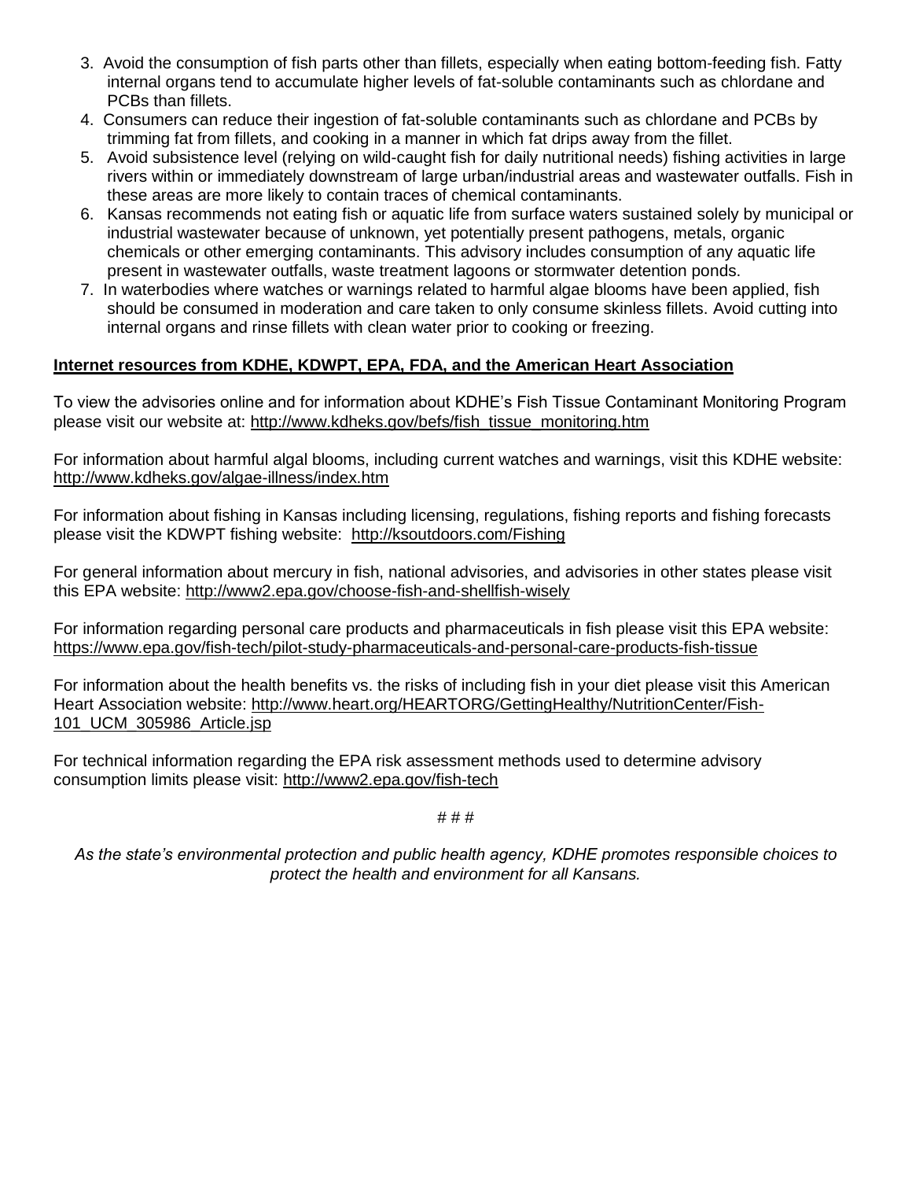3. Avoid the consumption of fish parts other than fillets, especially when eating bottom-feeding fish. Fatty internal organs tend to accumulate higher levels of fat-soluble contaminants such as chlordane and PCBs than fillets.
4. Consumers can reduce their ingestion of fat-soluble contaminants such as chlordane and PCBs by trimming fat from fillets, and cooking in a manner in which fat drips away from the fillet.
5. Avoid subsistence level (relying on wild-caught fish for daily nutritional needs) fishing activities in large rivers within or immediately downstream of large urban/industrial areas and wastewater outfalls. Fish in these areas are more likely to contain traces of chemical contaminants.
6. Kansas recommends not eating fish or aquatic life from surface waters sustained solely by municipal or industrial wastewater because of unknown, yet potentially present pathogens, metals, organic chemicals or other emerging contaminants. This advisory includes consumption of any aquatic life present in wastewater outfalls, waste treatment lagoons or stormwater detention ponds.
7. In waterbodies where watches or warnings related to harmful algae blooms have been applied, fish should be consumed in moderation and care taken to only consume skinless fillets. Avoid cutting into internal organs and rinse fillets with clean water prior to cooking or freezing.

**Internet resources from KDHE, KDWPT, EPA, FDA, and the American Heart Association**

To view the advisories online and for information about KDHE's Fish Tissue Contaminant Monitoring Program please visit our website at: http://www.kdheks.gov/befs/fish_tissue_monitoring.htm

For information about harmful algal blooms, including current watches and warnings, visit this KDHE website: http://www.kdheks.gov/algae-illness/index.htm

For information about fishing in Kansas including licensing, regulations, fishing reports and fishing forecasts please visit the KDWPT fishing website: http://ksoutdoors.com/Fishing

For general information about mercury in fish, national advisories, and advisories in other states please visit this EPA website: http://www2.epa.gov/choose-fish-and-shellfish-wisely

For information regarding personal care products and pharmaceuticals in fish please visit this EPA website: https://www.epa.gov/fish-tech/pilot-study-pharmaceuticals-and-personal-care-products-fish-tissue

For information about the health benefits vs. the risks of including fish in your diet please visit this American Heart Association website: http://www.heart.org/HEARTORG/GettingHealthy/NutritionCenter/Fish-101_UCM_305986_Article.jsp

For technical information regarding the EPA risk assessment methods used to determine advisory consumption limits please visit: http://www2.epa.gov/fish-tech

# # #

*As the state's environmental protection and public health agency, KDHE promotes responsible choices to protect the health and environment for all Kansans.*